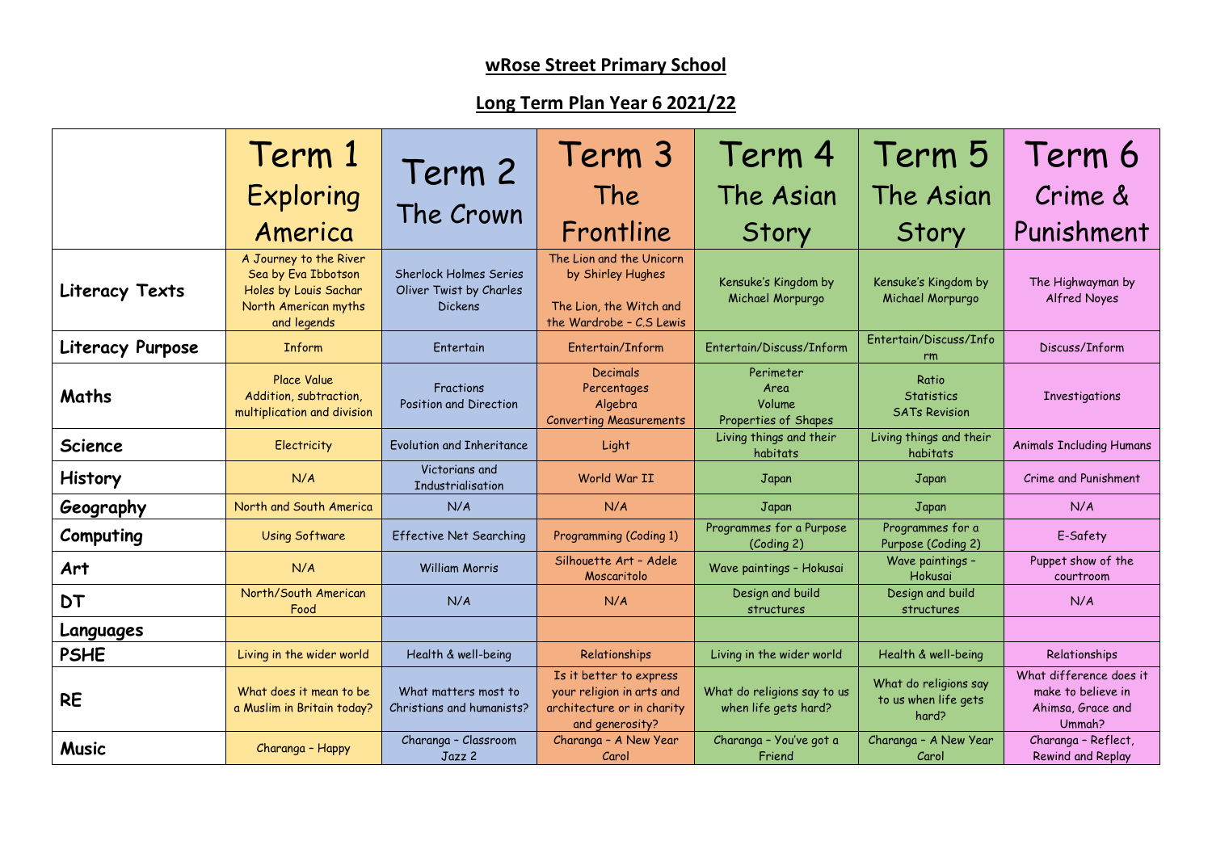## wRose Street Primary School

## Long Term Plan Year 6 2021/22

| | Term 1 Exploring America | Term 2 The Crown | Term 3 The Frontline | Term 4 The Asian Story | Term 5 The Asian Story | Term 6 Crime & Punishment |
|---|---|---|---|---|---|---|
| **Literacy Texts** | A Journey to the River Sea by Eva Ibbotson<br>Holes by Louis Sachar<br>North American myths and legends | Sherlock Holmes Series<br>Oliver Twist by Charles Dickens | The Lion and the Unicorn by Shirley Hughes<br><br>The Lion, the Witch and the Wardrobe – C.S Lewis | Kensuke's Kingdom by Michael Morpurgo | Kensuke's Kingdom by Michael Morpurgo | The Highwayman by Alfred Noyes |
| **Literacy Purpose** | Inform | Entertain | Entertain/Inform | Entertain/Discuss/Inform | Entertain/Discuss/Inform | Discuss/Inform |
| **Maths** | Place Value<br>Addition, subtraction, multiplication and division | Fractions<br>Position and Direction | Decimals<br>Percentages<br>Algebra<br>Converting Measurements | Perimeter<br>Area<br>Volume<br>Properties of Shapes | Ratio<br>Statistics<br>SATs Revision | Investigations |
| **Science** | Electricity | Evolution and Inheritance | Light | Living things and their habitats | Living things and their habitats | Animals Including Humans |
| **History** | N/A | Victorians and Industrialisation | World War II | Japan | Japan | Crime and Punishment |
| **Geography** | North and South America | N/A | N/A | Japan | Japan | N/A |
| **Computing** | Using Software | Effective Net Searching | Programming (Coding 1) | Programmes for a Purpose (Coding 2) | Programmes for a Purpose (Coding 2) | E-Safety |
| **Art** | N/A | William Morris | Silhouette Art – Adele Moscaritolo | Wave paintings – Hokusai | Wave paintings – Hokusai | Puppet show of the courtroom |
| **DT** | North/South American Food | N/A | N/A | Design and build structures | Design and build structures | N/A |
| **Languages** | | | | | | |
| **PSHE** | Living in the wider world | Health & well-being | Relationships | Living in the wider world | Health & well-being | Relationships |
| **RE** | What does it mean to be a Muslim in Britain today? | What matters most to Christians and humanists? | Is it better to express your religion in arts and architecture or in charity and generosity? | What do religions say to us when life gets hard? | What do religions say to us when life gets hard? | What difference does it make to believe in Ahimsa, Grace and Ummah? |
| **Music** | Charanga – Happy | Charanga – Classroom Jazz 2 | Charanga – A New Year Carol | Charanga – You've got a Friend | Charanga – A New Year Carol | Charanga – Reflect, Rewind and Replay |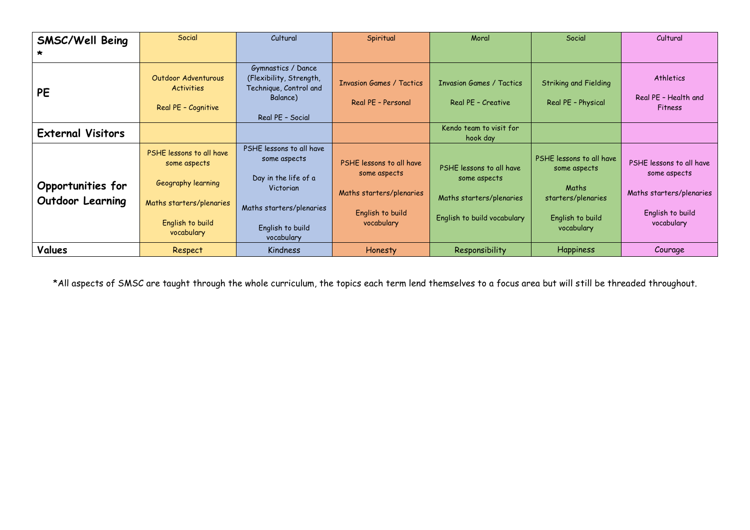| SMSC/Well Being * | Social | Cultural | Spiritual | Moral | Social | Cultural |
|---|---|---|---|---|---|---|
| **PE** | Outdoor Adventurous Activities<br><br>Real PE – Cognitive | Gymnastics / Dance (Flexibility, Strength, Technique, Control and Balance)<br><br>Real PE – Social | Invasion Games / Tactics<br><br>Real PE – Personal | Invasion Games / Tactics<br><br>Real PE – Creative | Striking and Fielding<br><br>Real PE – Physical | Athletics<br><br>Real PE – Health and Fitness |
| **External Visitors** | | | | Kendo team to visit for hook day | | |
| **Opportunities for Outdoor Learning** | PSHE lessons to all have some aspects<br><br>Geography learning<br><br>Maths starters/plenaries<br><br>English to build vocabulary | PSHE lessons to all have some aspects<br><br>Day in the life of a Victorian<br><br>Maths starters/plenaries<br><br>English to build vocabulary | PSHE lessons to all have some aspects<br><br>Maths starters/plenaries<br><br>English to build vocabulary | PSHE lessons to all have some aspects<br><br>Maths starters/plenaries<br><br>English to build vocabulary | PSHE lessons to all have some aspects<br><br>Maths starters/plenaries<br><br>English to build vocabulary | PSHE lessons to all have some aspects<br><br>Maths starters/plenaries<br><br>English to build vocabulary |
| **Values** | Respect | Kindness | Honesty | Responsibility | Happiness | Courage |

*All aspects of SMSC are taught through the whole curriculum, the topics each term lend themselves to a focus area but will still be threaded throughout.